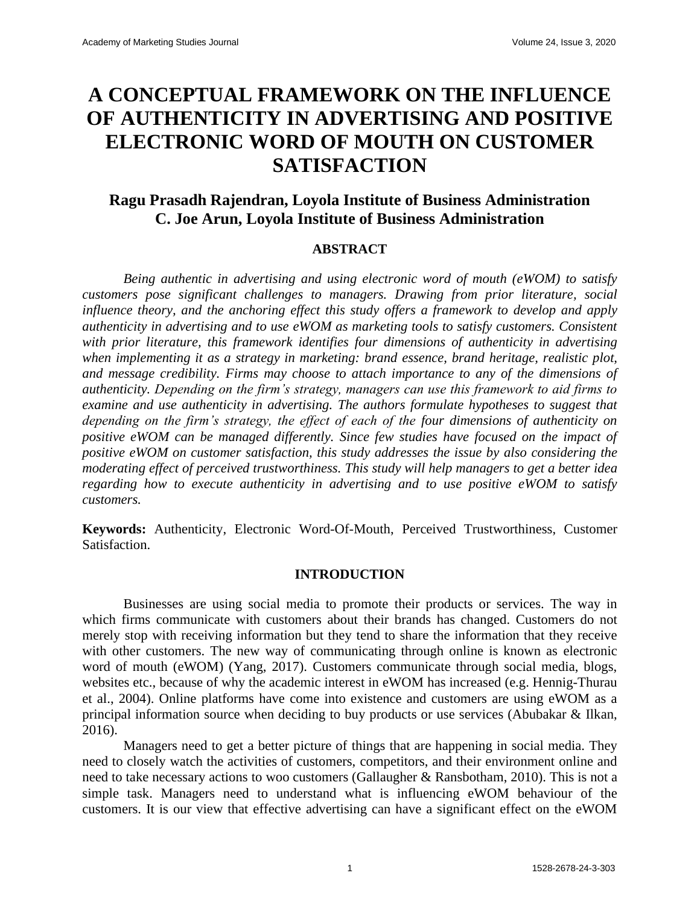# A CONCEPTUAL FRAMEWORK ON THE INFLUENCE OF AUTHENTICITY IN ADVERTISING AND POSITIVE ELECTRONIC WORD OF MOUTH ON CUSTOMER SATISFACTION

**Ragu Prasadh Rajendran, Loyola Institute of Business Administration**
**C. Joe Arun, Loyola Institute of Business Administration**

## ABSTRACT

*Being authentic in advertising and using electronic word of mouth (eWOM) to satisfy customers pose significant challenges to managers. Drawing from prior literature, social influence theory, and the anchoring effect this study offers a framework to develop and apply authenticity in advertising and to use eWOM as marketing tools to satisfy customers. Consistent with prior literature, this framework identifies four dimensions of authenticity in advertising when implementing it as a strategy in marketing: brand essence, brand heritage, realistic plot, and message credibility. Firms may choose to attach importance to any of the dimensions of authenticity. Depending on the firm's strategy, managers can use this framework to aid firms to examine and use authenticity in advertising. The authors formulate hypotheses to suggest that depending on the firm's strategy, the effect of each of the four dimensions of authenticity on positive eWOM can be managed differently. Since few studies have focused on the impact of positive eWOM on customer satisfaction, this study addresses the issue by also considering the moderating effect of perceived trustworthiness. This study will help managers to get a better idea regarding how to execute authenticity in advertising and to use positive eWOM to satisfy customers.*

**Keywords:** Authenticity, Electronic Word-Of-Mouth, Perceived Trustworthiness, Customer Satisfaction.

## INTRODUCTION

Businesses are using social media to promote their products or services. The way in which firms communicate with customers about their brands has changed. Customers do not merely stop with receiving information but they tend to share the information that they receive with other customers. The new way of communicating through online is known as electronic word of mouth (eWOM) (Yang, 2017). Customers communicate through social media, blogs, websites etc., because of why the academic interest in eWOM has increased (e.g. Hennig-Thurau et al., 2004). Online platforms have come into existence and customers are using eWOM as a principal information source when deciding to buy products or use services (Abubakar & Ilkan, 2016).

Managers need to get a better picture of things that are happening in social media. They need to closely watch the activities of customers, competitors, and their environment online and need to take necessary actions to woo customers (Gallaugher & Ransbotham, 2010). This is not a simple task. Managers need to understand what is influencing eWOM behaviour of the customers. It is our view that effective advertising can have a significant effect on the eWOM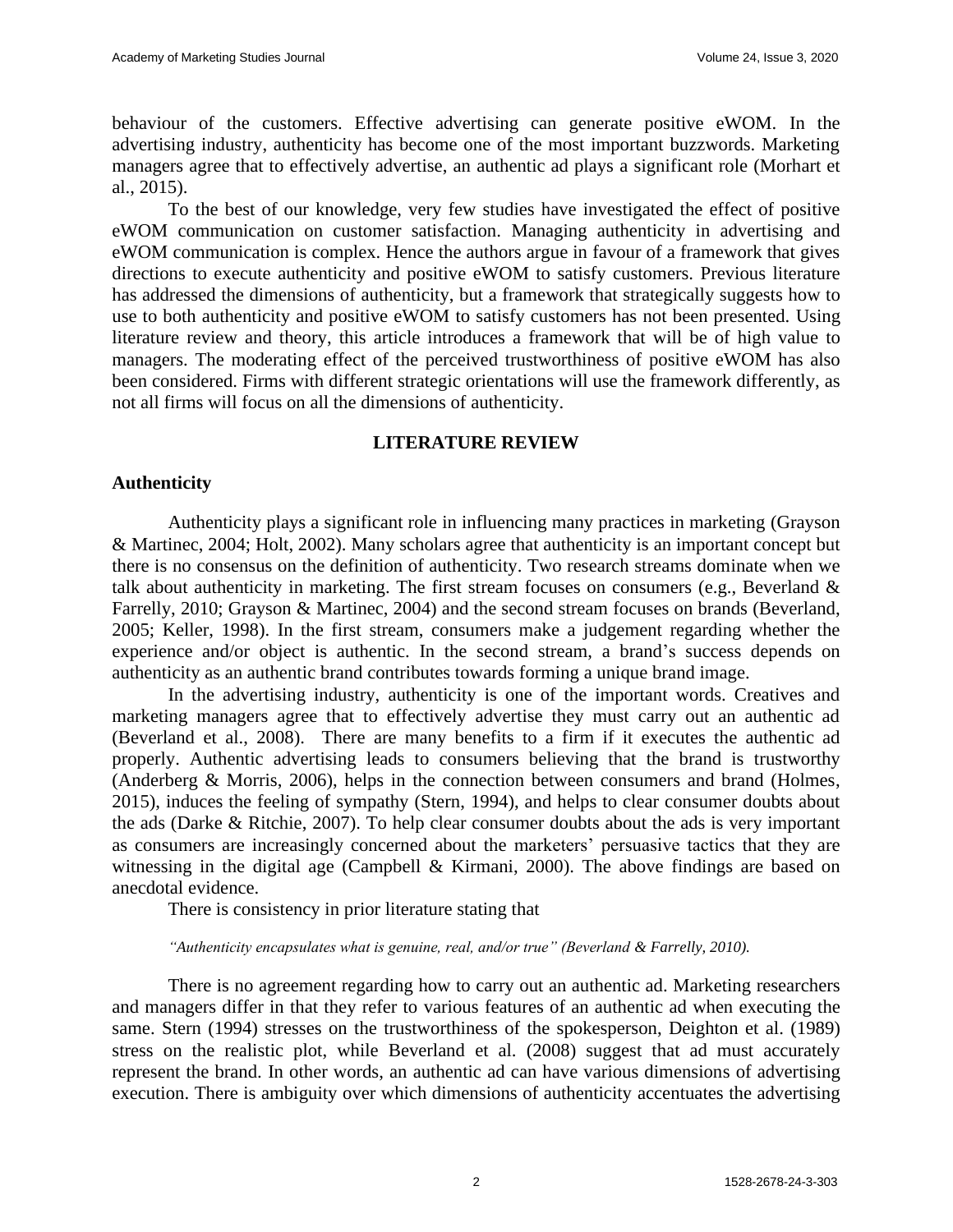behaviour of the customers. Effective advertising can generate positive eWOM. In the advertising industry, authenticity has become one of the most important buzzwords. Marketing managers agree that to effectively advertise, an authentic ad plays a significant role (Morhart et al., 2015).

To the best of our knowledge, very few studies have investigated the effect of positive eWOM communication on customer satisfaction. Managing authenticity in advertising and eWOM communication is complex. Hence the authors argue in favour of a framework that gives directions to execute authenticity and positive eWOM to satisfy customers. Previous literature has addressed the dimensions of authenticity, but a framework that strategically suggests how to use to both authenticity and positive eWOM to satisfy customers has not been presented. Using literature review and theory, this article introduces a framework that will be of high value to managers. The moderating effect of the perceived trustworthiness of positive eWOM has also been considered. Firms with different strategic orientations will use the framework differently, as not all firms will focus on all the dimensions of authenticity.

## LITERATURE REVIEW

### Authenticity

Authenticity plays a significant role in influencing many practices in marketing (Grayson & Martinec, 2004; Holt, 2002). Many scholars agree that authenticity is an important concept but there is no consensus on the definition of authenticity. Two research streams dominate when we talk about authenticity in marketing. The first stream focuses on consumers (e.g., Beverland & Farrelly, 2010; Grayson & Martinec, 2004) and the second stream focuses on brands (Beverland, 2005; Keller, 1998). In the first stream, consumers make a judgement regarding whether the experience and/or object is authentic. In the second stream, a brand's success depends on authenticity as an authentic brand contributes towards forming a unique brand image.

In the advertising industry, authenticity is one of the important words. Creatives and marketing managers agree that to effectively advertise they must carry out an authentic ad (Beverland et al., 2008). There are many benefits to a firm if it executes the authentic ad properly. Authentic advertising leads to consumers believing that the brand is trustworthy (Anderberg & Morris, 2006), helps in the connection between consumers and brand (Holmes, 2015), induces the feeling of sympathy (Stern, 1994), and helps to clear consumer doubts about the ads (Darke & Ritchie, 2007). To help clear consumer doubts about the ads is very important as consumers are increasingly concerned about the marketers' persuasive tactics that they are witnessing in the digital age (Campbell & Kirmani, 2000). The above findings are based on anecdotal evidence.

There is consistency in prior literature stating that

*"Authenticity encapsulates what is genuine, real, and/or true" (Beverland & Farrelly, 2010).*

There is no agreement regarding how to carry out an authentic ad. Marketing researchers and managers differ in that they refer to various features of an authentic ad when executing the same. Stern (1994) stresses on the trustworthiness of the spokesperson, Deighton et al. (1989) stress on the realistic plot, while Beverland et al. (2008) suggest that ad must accurately represent the brand. In other words, an authentic ad can have various dimensions of advertising execution. There is ambiguity over which dimensions of authenticity accentuates the advertising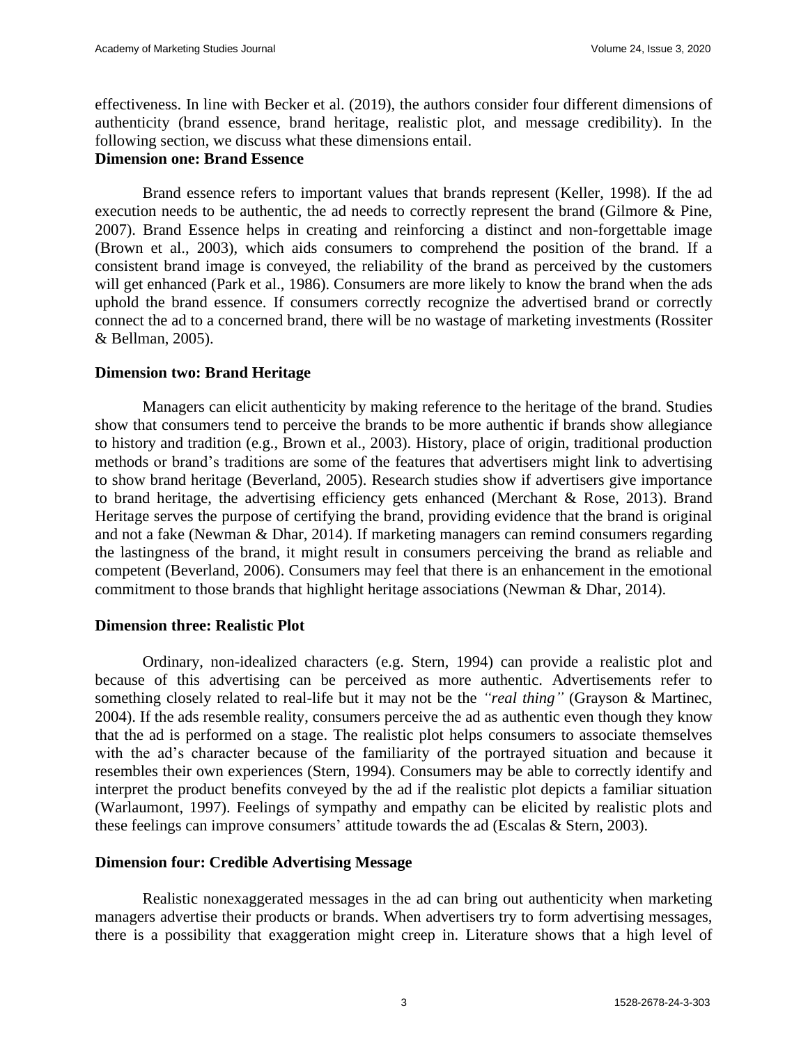effectiveness. In line with Becker et al. (2019), the authors consider four different dimensions of authenticity (brand essence, brand heritage, realistic plot, and message credibility). In the following section, we discuss what these dimensions entail.

### Dimension one: Brand Essence

Brand essence refers to important values that brands represent (Keller, 1998). If the ad execution needs to be authentic, the ad needs to correctly represent the brand (Gilmore & Pine, 2007). Brand Essence helps in creating and reinforcing a distinct and non-forgettable image (Brown et al., 2003), which aids consumers to comprehend the position of the brand. If a consistent brand image is conveyed, the reliability of the brand as perceived by the customers will get enhanced (Park et al., 1986). Consumers are more likely to know the brand when the ads uphold the brand essence. If consumers correctly recognize the advertised brand or correctly connect the ad to a concerned brand, there will be no wastage of marketing investments (Rossiter & Bellman, 2005).

### Dimension two: Brand Heritage

Managers can elicit authenticity by making reference to the heritage of the brand. Studies show that consumers tend to perceive the brands to be more authentic if brands show allegiance to history and tradition (e.g., Brown et al., 2003). History, place of origin, traditional production methods or brand's traditions are some of the features that advertisers might link to advertising to show brand heritage (Beverland, 2005). Research studies show if advertisers give importance to brand heritage, the advertising efficiency gets enhanced (Merchant & Rose, 2013). Brand Heritage serves the purpose of certifying the brand, providing evidence that the brand is original and not a fake (Newman & Dhar, 2014). If marketing managers can remind consumers regarding the lastingness of the brand, it might result in consumers perceiving the brand as reliable and competent (Beverland, 2006). Consumers may feel that there is an enhancement in the emotional commitment to those brands that highlight heritage associations (Newman & Dhar, 2014).

### Dimension three: Realistic Plot

Ordinary, non-idealized characters (e.g. Stern, 1994) can provide a realistic plot and because of this advertising can be perceived as more authentic. Advertisements refer to something closely related to real-life but it may not be the *"real thing"* (Grayson & Martinec, 2004). If the ads resemble reality, consumers perceive the ad as authentic even though they know that the ad is performed on a stage. The realistic plot helps consumers to associate themselves with the ad's character because of the familiarity of the portrayed situation and because it resembles their own experiences (Stern, 1994). Consumers may be able to correctly identify and interpret the product benefits conveyed by the ad if the realistic plot depicts a familiar situation (Warlaumont, 1997). Feelings of sympathy and empathy can be elicited by realistic plots and these feelings can improve consumers' attitude towards the ad (Escalas & Stern, 2003).

### Dimension four: Credible Advertising Message

Realistic nonexaggerated messages in the ad can bring out authenticity when marketing managers advertise their products or brands. When advertisers try to form advertising messages, there is a possibility that exaggeration might creep in. Literature shows that a high level of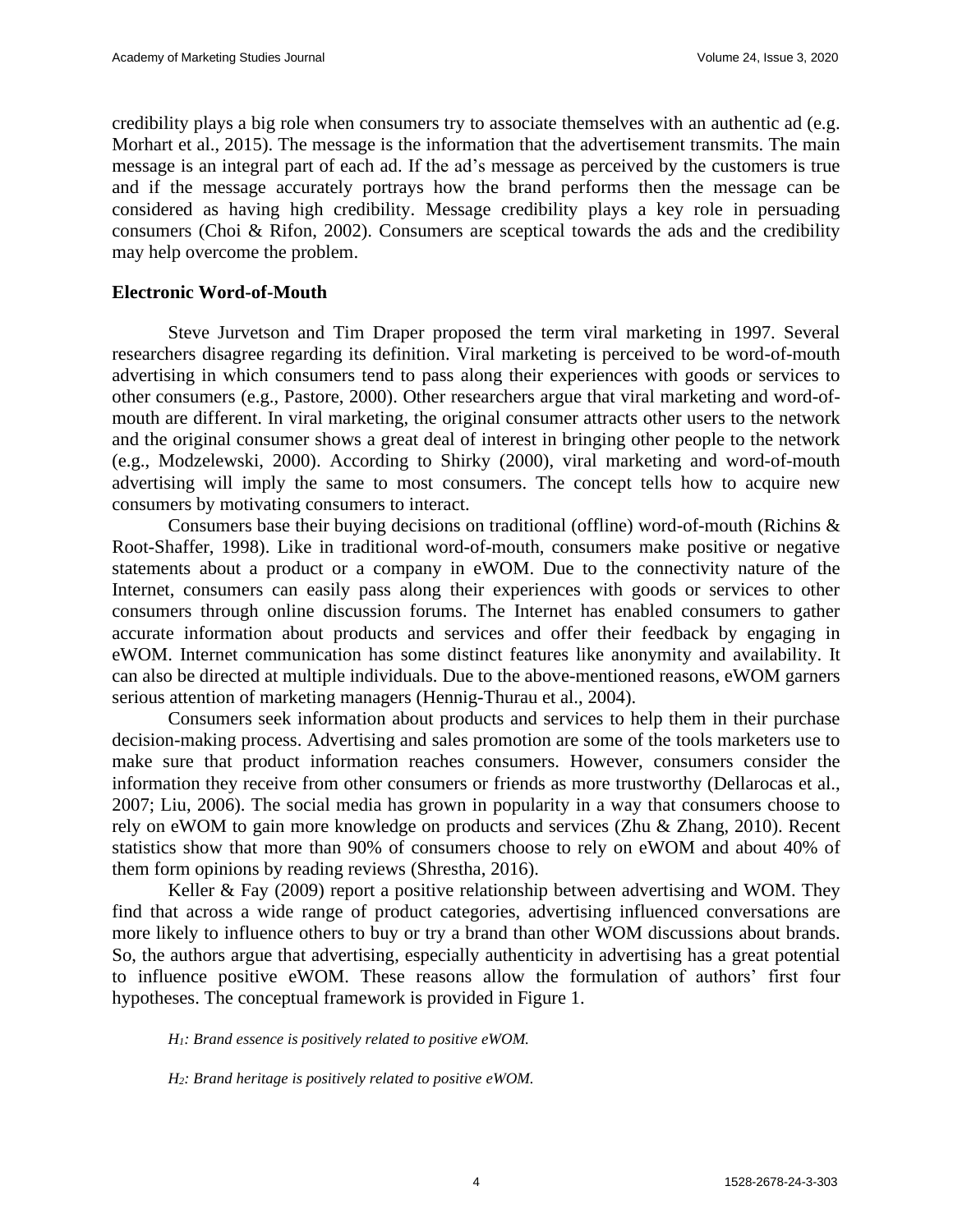credibility plays a big role when consumers try to associate themselves with an authentic ad (e.g. Morhart et al., 2015). The message is the information that the advertisement transmits. The main message is an integral part of each ad. If the ad's message as perceived by the customers is true and if the message accurately portrays how the brand performs then the message can be considered as having high credibility. Message credibility plays a key role in persuading consumers (Choi & Rifon, 2002). Consumers are sceptical towards the ads and the credibility may help overcome the problem.

### Electronic Word-of-Mouth

Steve Jurvetson and Tim Draper proposed the term viral marketing in 1997. Several researchers disagree regarding its definition. Viral marketing is perceived to be word-of-mouth advertising in which consumers tend to pass along their experiences with goods or services to other consumers (e.g., Pastore, 2000). Other researchers argue that viral marketing and word-of-mouth are different. In viral marketing, the original consumer attracts other users to the network and the original consumer shows a great deal of interest in bringing other people to the network (e.g., Modzelewski, 2000). According to Shirky (2000), viral marketing and word-of-mouth advertising will imply the same to most consumers. The concept tells how to acquire new consumers by motivating consumers to interact.

Consumers base their buying decisions on traditional (offline) word-of-mouth (Richins & Root-Shaffer, 1998). Like in traditional word-of-mouth, consumers make positive or negative statements about a product or a company in eWOM. Due to the connectivity nature of the Internet, consumers can easily pass along their experiences with goods or services to other consumers through online discussion forums. The Internet has enabled consumers to gather accurate information about products and services and offer their feedback by engaging in eWOM. Internet communication has some distinct features like anonymity and availability. It can also be directed at multiple individuals. Due to the above-mentioned reasons, eWOM garners serious attention of marketing managers (Hennig-Thurau et al., 2004).

Consumers seek information about products and services to help them in their purchase decision-making process. Advertising and sales promotion are some of the tools marketers use to make sure that product information reaches consumers. However, consumers consider the information they receive from other consumers or friends as more trustworthy (Dellarocas et al., 2007; Liu, 2006). The social media has grown in popularity in a way that consumers choose to rely on eWOM to gain more knowledge on products and services (Zhu & Zhang, 2010). Recent statistics show that more than 90% of consumers choose to rely on eWOM and about 40% of them form opinions by reading reviews (Shrestha, 2016).

Keller & Fay (2009) report a positive relationship between advertising and WOM. They find that across a wide range of product categories, advertising influenced conversations are more likely to influence others to buy or try a brand than other WOM discussions about brands. So, the authors argue that advertising, especially authenticity in advertising has a great potential to influence positive eWOM. These reasons allow the formulation of authors' first four hypotheses. The conceptual framework is provided in Figure 1.

*$H_1$: Brand essence is positively related to positive eWOM.*

*$H_2$: Brand heritage is positively related to positive eWOM.*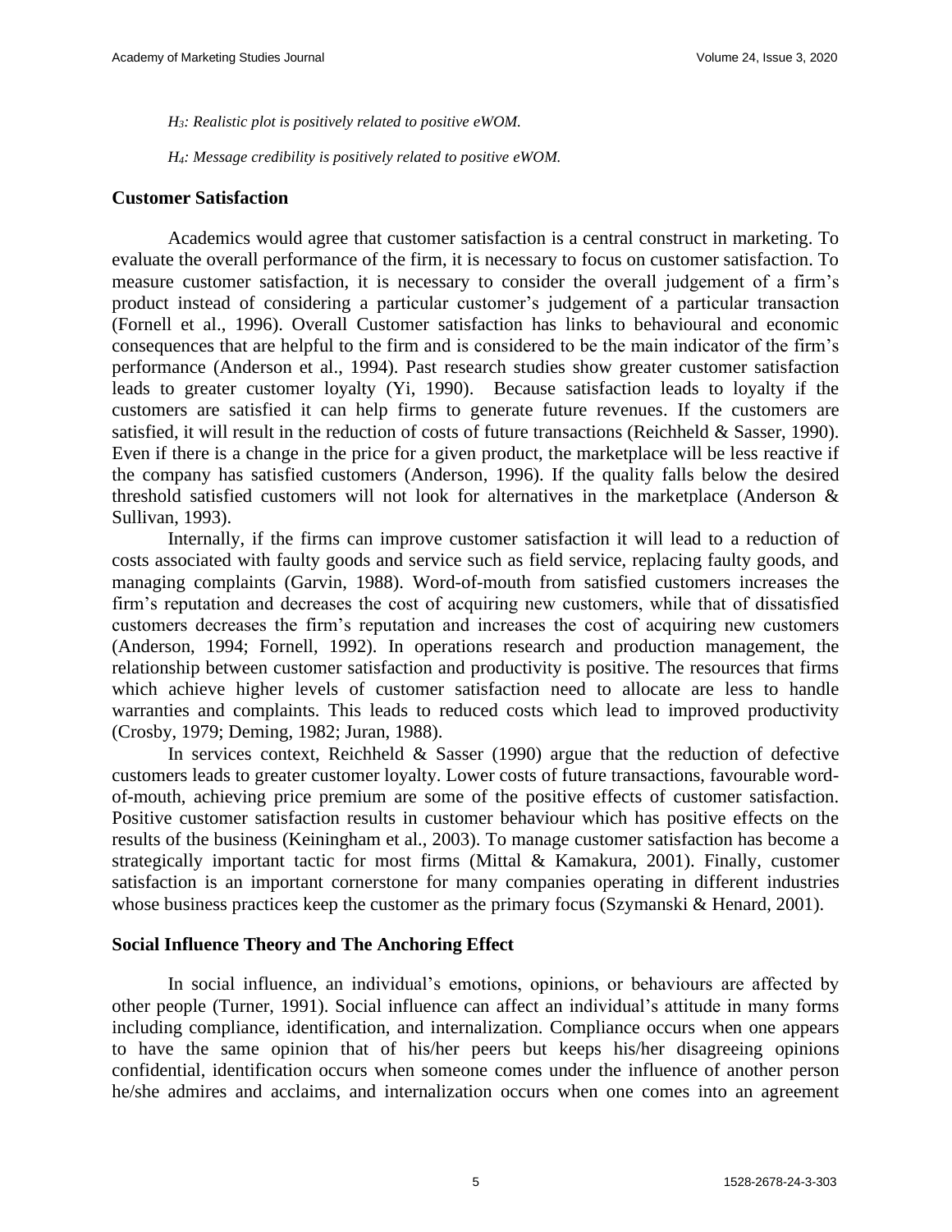*$H_3$: Realistic plot is positively related to positive eWOM.*

*$H_4$: Message credibility is positively related to positive eWOM.*

### Customer Satisfaction

Academics would agree that customer satisfaction is a central construct in marketing. To evaluate the overall performance of the firm, it is necessary to focus on customer satisfaction. To measure customer satisfaction, it is necessary to consider the overall judgement of a firm's product instead of considering a particular customer's judgement of a particular transaction (Fornell et al., 1996). Overall Customer satisfaction has links to behavioural and economic consequences that are helpful to the firm and is considered to be the main indicator of the firm's performance (Anderson et al., 1994). Past research studies show greater customer satisfaction leads to greater customer loyalty (Yi, 1990). Because satisfaction leads to loyalty if the customers are satisfied it can help firms to generate future revenues. If the customers are satisfied, it will result in the reduction of costs of future transactions (Reichheld & Sasser, 1990). Even if there is a change in the price for a given product, the marketplace will be less reactive if the company has satisfied customers (Anderson, 1996). If the quality falls below the desired threshold satisfied customers will not look for alternatives in the marketplace (Anderson & Sullivan, 1993).

Internally, if the firms can improve customer satisfaction it will lead to a reduction of costs associated with faulty goods and service such as field service, replacing faulty goods, and managing complaints (Garvin, 1988). Word-of-mouth from satisfied customers increases the firm's reputation and decreases the cost of acquiring new customers, while that of dissatisfied customers decreases the firm's reputation and increases the cost of acquiring new customers (Anderson, 1994; Fornell, 1992). In operations research and production management, the relationship between customer satisfaction and productivity is positive. The resources that firms which achieve higher levels of customer satisfaction need to allocate are less to handle warranties and complaints. This leads to reduced costs which lead to improved productivity (Crosby, 1979; Deming, 1982; Juran, 1988).

In services context, Reichheld & Sasser (1990) argue that the reduction of defective customers leads to greater customer loyalty. Lower costs of future transactions, favourable word-of-mouth, achieving price premium are some of the positive effects of customer satisfaction. Positive customer satisfaction results in customer behaviour which has positive effects on the results of the business (Keiningham et al., 2003). To manage customer satisfaction has become a strategically important tactic for most firms (Mittal & Kamakura, 2001). Finally, customer satisfaction is an important cornerstone for many companies operating in different industries whose business practices keep the customer as the primary focus (Szymanski & Henard, 2001).

### Social Influence Theory and The Anchoring Effect

In social influence, an individual's emotions, opinions, or behaviours are affected by other people (Turner, 1991). Social influence can affect an individual's attitude in many forms including compliance, identification, and internalization. Compliance occurs when one appears to have the same opinion that of his/her peers but keeps his/her disagreeing opinions confidential, identification occurs when someone comes under the influence of another person he/she admires and acclaims, and internalization occurs when one comes into an agreement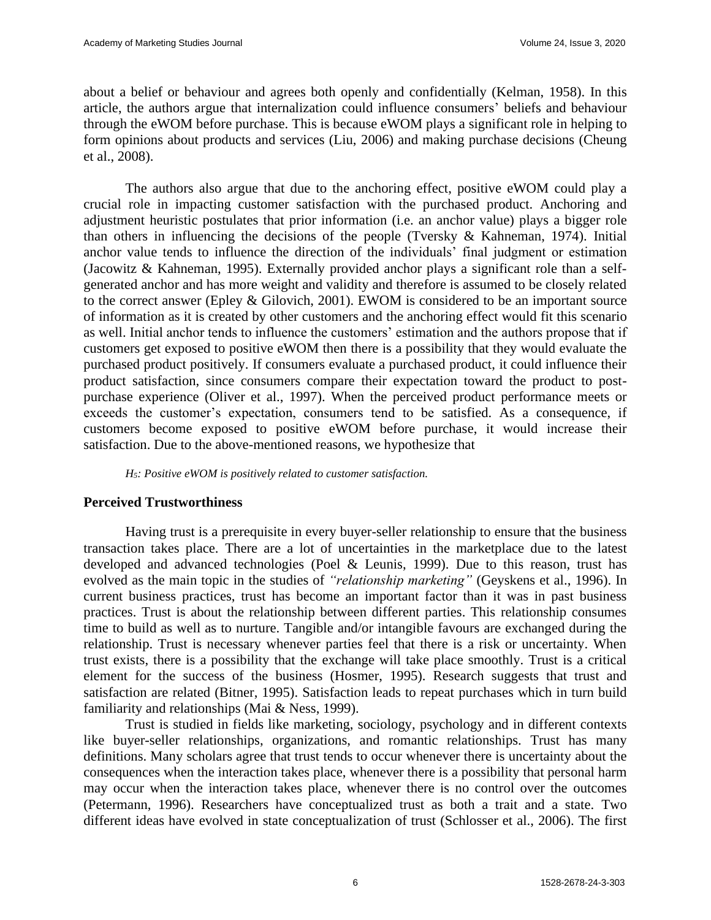about a belief or behaviour and agrees both openly and confidentially (Kelman, 1958). In this article, the authors argue that internalization could influence consumers' beliefs and behaviour through the eWOM before purchase. This is because eWOM plays a significant role in helping to form opinions about products and services (Liu, 2006) and making purchase decisions (Cheung et al., 2008).

The authors also argue that due to the anchoring effect, positive eWOM could play a crucial role in impacting customer satisfaction with the purchased product. Anchoring and adjustment heuristic postulates that prior information (i.e. an anchor value) plays a bigger role than others in influencing the decisions of the people (Tversky & Kahneman, 1974). Initial anchor value tends to influence the direction of the individuals' final judgment or estimation (Jacowitz & Kahneman, 1995). Externally provided anchor plays a significant role than a self-generated anchor and has more weight and validity and therefore is assumed to be closely related to the correct answer (Epley & Gilovich, 2001). EWOM is considered to be an important source of information as it is created by other customers and the anchoring effect would fit this scenario as well. Initial anchor tends to influence the customers' estimation and the authors propose that if customers get exposed to positive eWOM then there is a possibility that they would evaluate the purchased product positively. If consumers evaluate a purchased product, it could influence their product satisfaction, since consumers compare their expectation toward the product to post-purchase experience (Oliver et al., 1997). When the perceived product performance meets or exceeds the customer's expectation, consumers tend to be satisfied. As a consequence, if customers become exposed to positive eWOM before purchase, it would increase their satisfaction. Due to the above-mentioned reasons, we hypothesize that

*$H_5$: Positive eWOM is positively related to customer satisfaction.*

## Perceived Trustworthiness

Having trust is a prerequisite in every buyer-seller relationship to ensure that the business transaction takes place. There are a lot of uncertainties in the marketplace due to the latest developed and advanced technologies (Poel & Leunis, 1999). Due to this reason, trust has evolved as the main topic in the studies of *"relationship marketing"* (Geyskens et al., 1996). In current business practices, trust has become an important factor than it was in past business practices. Trust is about the relationship between different parties. This relationship consumes time to build as well as to nurture. Tangible and/or intangible favours are exchanged during the relationship. Trust is necessary whenever parties feel that there is a risk or uncertainty. When trust exists, there is a possibility that the exchange will take place smoothly. Trust is a critical element for the success of the business (Hosmer, 1995). Research suggests that trust and satisfaction are related (Bitner, 1995). Satisfaction leads to repeat purchases which in turn build familiarity and relationships (Mai & Ness, 1999).

Trust is studied in fields like marketing, sociology, psychology and in different contexts like buyer-seller relationships, organizations, and romantic relationships. Trust has many definitions. Many scholars agree that trust tends to occur whenever there is uncertainty about the consequences when the interaction takes place, whenever there is a possibility that personal harm may occur when the interaction takes place, whenever there is no control over the outcomes (Petermann, 1996). Researchers have conceptualized trust as both a trait and a state. Two different ideas have evolved in state conceptualization of trust (Schlosser et al., 2006). The first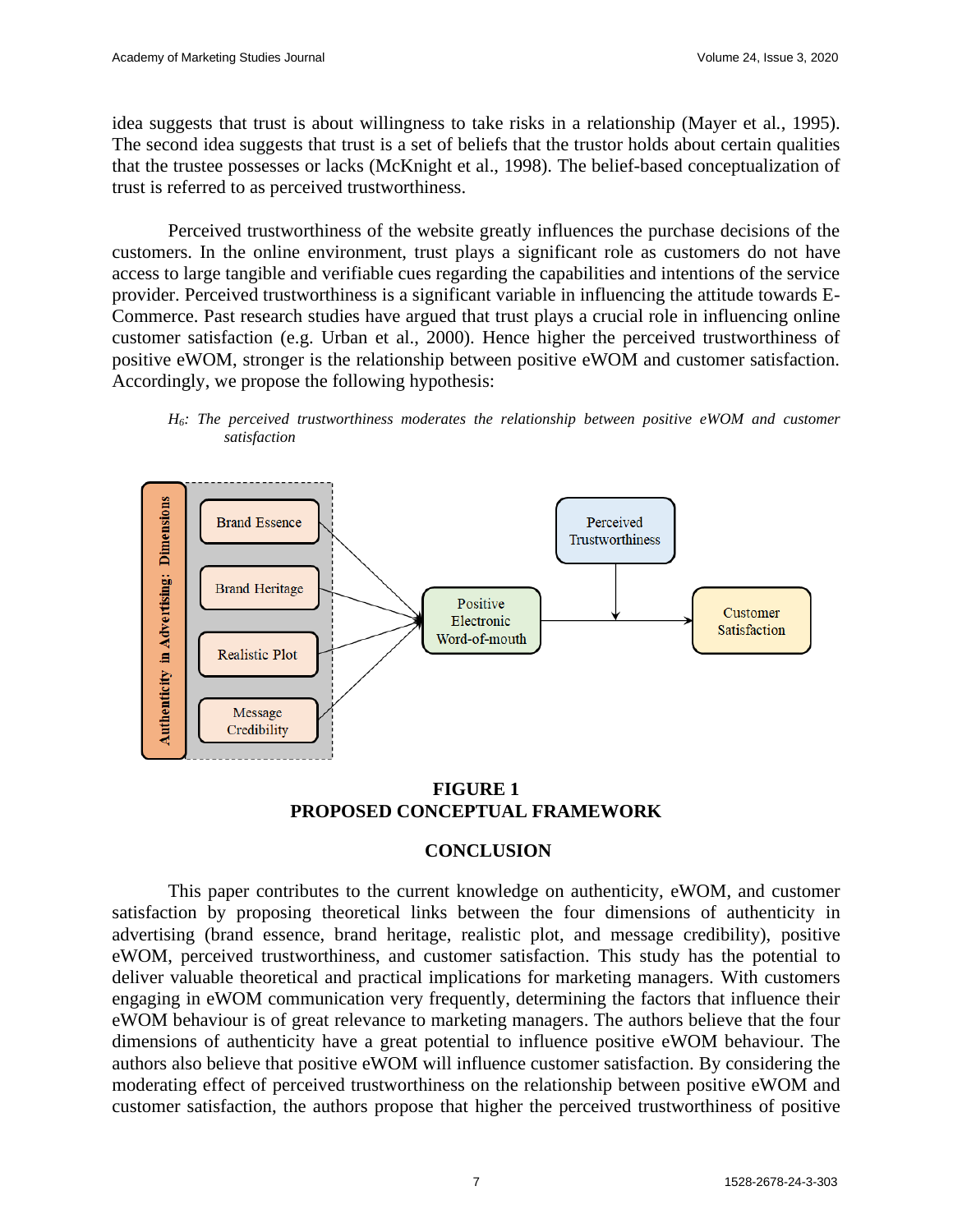idea suggests that trust is about willingness to take risks in a relationship (Mayer et al., 1995). The second idea suggests that trust is a set of beliefs that the trustor holds about certain qualities that the trustee possesses or lacks (McKnight et al., 1998). The belief-based conceptualization of trust is referred to as perceived trustworthiness.

Perceived trustworthiness of the website greatly influences the purchase decisions of the customers. In the online environment, trust plays a significant role as customers do not have access to large tangible and verifiable cues regarding the capabilities and intentions of the service provider. Perceived trustworthiness is a significant variable in influencing the attitude towards E-Commerce. Past research studies have argued that trust plays a crucial role in influencing online customer satisfaction (e.g. Urban et al., 2000). Hence higher the perceived trustworthiness of positive eWOM, stronger is the relationship between positive eWOM and customer satisfaction. Accordingly, we propose the following hypothesis:

*$H_6$: The perceived trustworthiness moderates the relationship between positive eWOM and customer satisfaction*

**FIGURE 1**
**PROPOSED CONCEPTUAL FRAMEWORK**

## CONCLUSION

This paper contributes to the current knowledge on authenticity, eWOM, and customer satisfaction by proposing theoretical links between the four dimensions of authenticity in advertising (brand essence, brand heritage, realistic plot, and message credibility), positive eWOM, perceived trustworthiness, and customer satisfaction. This study has the potential to deliver valuable theoretical and practical implications for marketing managers. With customers engaging in eWOM communication very frequently, determining the factors that influence their eWOM behaviour is of great relevance to marketing managers. The authors believe that the four dimensions of authenticity have a great potential to influence positive eWOM behaviour. The authors also believe that positive eWOM will influence customer satisfaction. By considering the moderating effect of perceived trustworthiness on the relationship between positive eWOM and customer satisfaction, the authors propose that higher the perceived trustworthiness of positive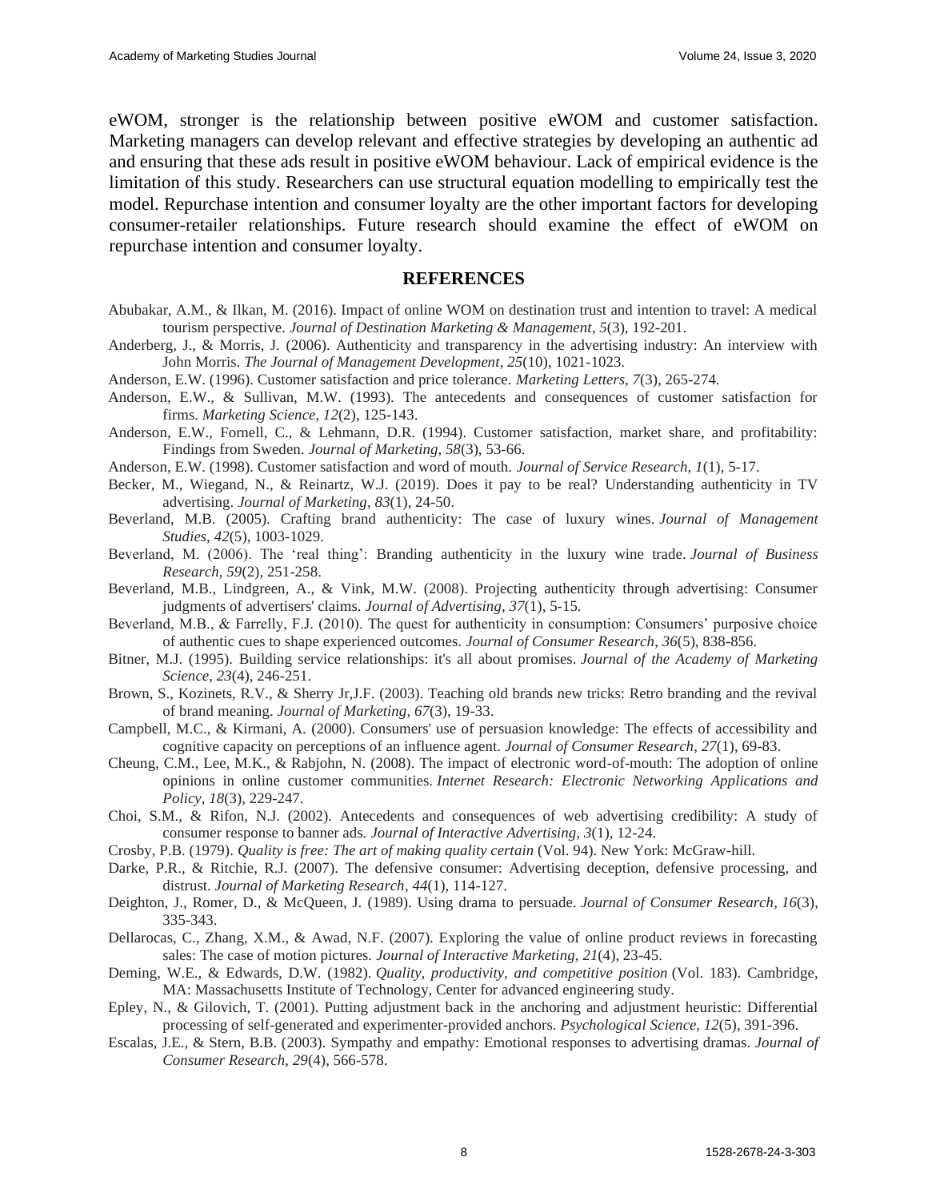eWOM, stronger is the relationship between positive eWOM and customer satisfaction. Marketing managers can develop relevant and effective strategies by developing an authentic ad and ensuring that these ads result in positive eWOM behaviour. Lack of empirical evidence is the limitation of this study. Researchers can use structural equation modelling to empirically test the model. Repurchase intention and consumer loyalty are the other important factors for developing consumer-retailer relationships. Future research should examine the effect of eWOM on repurchase intention and consumer loyalty.

## REFERENCES

Abubakar, A.M., & Ilkan, M. (2016). Impact of online WOM on destination trust and intention to travel: A medical tourism perspective. *Journal of Destination Marketing & Management*, *5*(3), 192-201.

Anderberg, J., & Morris, J. (2006). Authenticity and transparency in the advertising industry: An interview with John Morris. *The Journal of Management Development*, *25*(10), 1021-1023.

Anderson, E.W. (1996). Customer satisfaction and price tolerance. *Marketing Letters*, *7*(3), 265-274.

Anderson, E.W., & Sullivan, M.W. (1993). The antecedents and consequences of customer satisfaction for firms. *Marketing Science*, *12*(2), 125-143.

Anderson, E.W., Fornell, C., & Lehmann, D.R. (1994). Customer satisfaction, market share, and profitability: Findings from Sweden. *Journal of Marketing*, *58*(3), 53-66.

Anderson, E.W. (1998). Customer satisfaction and word of mouth. *Journal of Service Research*, *1*(1), 5-17.

Becker, M., Wiegand, N., & Reinartz, W.J. (2019). Does it pay to be real? Understanding authenticity in TV advertising. *Journal of Marketing*, *83*(1), 24-50.

Beverland, M.B. (2005). Crafting brand authenticity: The case of luxury wines. *Journal of Management Studies*, *42*(5), 1003-1029.

Beverland, M. (2006). The 'real thing': Branding authenticity in the luxury wine trade. *Journal of Business Research*, *59*(2), 251-258.

Beverland, M.B., Lindgreen, A., & Vink, M.W. (2008). Projecting authenticity through advertising: Consumer judgments of advertisers' claims. *Journal of Advertising*, *37*(1), 5-15.

Beverland, M.B., & Farrelly, F.J. (2010). The quest for authenticity in consumption: Consumers' purposive choice of authentic cues to shape experienced outcomes. *Journal of Consumer Research*, *36*(5), 838-856.

Bitner, M.J. (1995). Building service relationships: it's all about promises. *Journal of the Academy of Marketing Science*, *23*(4), 246-251.

Brown, S., Kozinets, R.V., & Sherry Jr,J.F. (2003). Teaching old brands new tricks: Retro branding and the revival of brand meaning. *Journal of Marketing*, *67*(3), 19-33.

Campbell, M.C., & Kirmani, A. (2000). Consumers' use of persuasion knowledge: The effects of accessibility and cognitive capacity on perceptions of an influence agent. *Journal of Consumer Research*, *27*(1), 69-83.

Cheung, C.M., Lee, M.K., & Rabjohn, N. (2008). The impact of electronic word-of-mouth: The adoption of online opinions in online customer communities. *Internet Research: Electronic Networking Applications and Policy*, *18*(3), 229-247.

Choi, S.M., & Rifon, N.J. (2002). Antecedents and consequences of web advertising credibility: A study of consumer response to banner ads. *Journal of Interactive Advertising*, *3*(1), 12-24.

Crosby, P.B. (1979). *Quality is free: The art of making quality certain* (Vol. 94). New York: McGraw-hill.

Darke, P.R., & Ritchie, R.J. (2007). The defensive consumer: Advertising deception, defensive processing, and distrust. *Journal of Marketing Research*, *44*(1), 114-127.

Deighton, J., Romer, D., & McQueen, J. (1989). Using drama to persuade. *Journal of Consumer Research*, *16*(3), 335-343.

Dellarocas, C., Zhang, X.M., & Awad, N.F. (2007). Exploring the value of online product reviews in forecasting sales: The case of motion pictures. *Journal of Interactive Marketing*, *21*(4), 23-45.

Deming, W.E., & Edwards, D.W. (1982). *Quality, productivity, and competitive position* (Vol. 183). Cambridge, MA: Massachusetts Institute of Technology, Center for advanced engineering study.

Epley, N., & Gilovich, T. (2001). Putting adjustment back in the anchoring and adjustment heuristic: Differential processing of self-generated and experimenter-provided anchors. *Psychological Science*, *12*(5), 391-396.

Escalas, J.E., & Stern, B.B. (2003). Sympathy and empathy: Emotional responses to advertising dramas. *Journal of Consumer Research*, *29*(4), 566-578.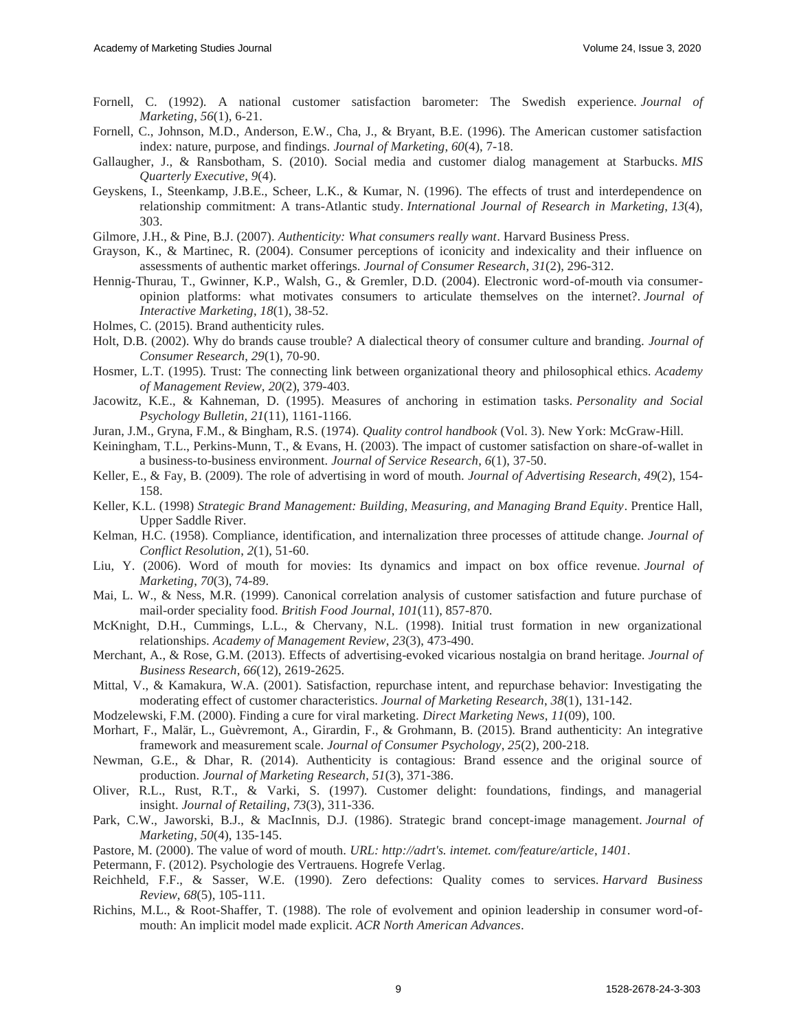Fornell, C. (1992). A national customer satisfaction barometer: The Swedish experience. *Journal of Marketing*, *56*(1), 6-21.

Fornell, C., Johnson, M.D., Anderson, E.W., Cha, J., & Bryant, B.E. (1996). The American customer satisfaction index: nature, purpose, and findings. *Journal of Marketing*, *60*(4), 7-18.

Gallaugher, J., & Ransbotham, S. (2010). Social media and customer dialog management at Starbucks. *MIS Quarterly Executive*, *9*(4).

Geyskens, I., Steenkamp, J.B.E., Scheer, L.K., & Kumar, N. (1996). The effects of trust and interdependence on relationship commitment: A trans-Atlantic study. *International Journal of Research in Marketing*, *13*(4), 303.

Gilmore, J.H., & Pine, B.J. (2007). *Authenticity: What consumers really want*. Harvard Business Press.

Grayson, K., & Martinec, R. (2004). Consumer perceptions of iconicity and indexicality and their influence on assessments of authentic market offerings. *Journal of Consumer Research*, *31*(2), 296-312.

Hennig-Thurau, T., Gwinner, K.P., Walsh, G., & Gremler, D.D. (2004). Electronic word-of-mouth via consumer-opinion platforms: what motivates consumers to articulate themselves on the internet?. *Journal of Interactive Marketing*, *18*(1), 38-52.

Holmes, C. (2015). Brand authenticity rules.

Holt, D.B. (2002). Why do brands cause trouble? A dialectical theory of consumer culture and branding. *Journal of Consumer Research*, *29*(1), 70-90.

Hosmer, L.T. (1995). Trust: The connecting link between organizational theory and philosophical ethics. *Academy of Management Review*, *20*(2), 379-403.

Jacowitz, K.E., & Kahneman, D. (1995). Measures of anchoring in estimation tasks. *Personality and Social Psychology Bulletin*, *21*(11), 1161-1166.

Juran, J.M., Gryna, F.M., & Bingham, R.S. (1974). *Quality control handbook* (Vol. 3). New York: McGraw-Hill.

Keiningham, T.L., Perkins-Munn, T., & Evans, H. (2003). The impact of customer satisfaction on share-of-wallet in a business-to-business environment. *Journal of Service Research*, *6*(1), 37-50.

Keller, E., & Fay, B. (2009). The role of advertising in word of mouth. *Journal of Advertising Research*, *49*(2), 154-158.

Keller, K.L. (1998) *Strategic Brand Management: Building, Measuring, and Managing Brand Equity*. Prentice Hall, Upper Saddle River.

Kelman, H.C. (1958). Compliance, identification, and internalization three processes of attitude change. *Journal of Conflict Resolution*, *2*(1), 51-60.

Liu, Y. (2006). Word of mouth for movies: Its dynamics and impact on box office revenue. *Journal of Marketing*, *70*(3), 74-89.

Mai, L. W., & Ness, M.R. (1999). Canonical correlation analysis of customer satisfaction and future purchase of mail-order speciality food. *British Food Journal*, *101*(11), 857-870.

McKnight, D.H., Cummings, L.L., & Chervany, N.L. (1998). Initial trust formation in new organizational relationships. *Academy of Management Review*, *23*(3), 473-490.

Merchant, A., & Rose, G.M. (2013). Effects of advertising-evoked vicarious nostalgia on brand heritage. *Journal of Business Research*, *66*(12), 2619-2625.

Mittal, V., & Kamakura, W.A. (2001). Satisfaction, repurchase intent, and repurchase behavior: Investigating the moderating effect of customer characteristics. *Journal of Marketing Research*, *38*(1), 131-142.

Modzelewski, F.M. (2000). Finding a cure for viral marketing. *Direct Marketing News*, *11*(09), 100.

Morhart, F., Malär, L., Guèvremont, A., Girardin, F., & Grohmann, B. (2015). Brand authenticity: An integrative framework and measurement scale. *Journal of Consumer Psychology*, *25*(2), 200-218.

Newman, G.E., & Dhar, R. (2014). Authenticity is contagious: Brand essence and the original source of production. *Journal of Marketing Research*, *51*(3), 371-386.

Oliver, R.L., Rust, R.T., & Varki, S. (1997). Customer delight: foundations, findings, and managerial insight. *Journal of Retailing*, *73*(3), 311-336.

Park, C.W., Jaworski, B.J., & MacInnis, D.J. (1986). Strategic brand concept-image management. *Journal of Marketing*, *50*(4), 135-145.

Pastore, M. (2000). The value of word of mouth. *URL: http://adrt's. intemet. com/feature/article, 1401*.

Petermann, F. (2012). Psychologie des Vertrauens. Hogrefe Verlag.

Reichheld, F.F., & Sasser, W.E. (1990). Zero defections: Quality comes to services. *Harvard Business Review*, *68*(5), 105-111.

Richins, M.L., & Root-Shaffer, T. (1988). The role of evolvement and opinion leadership in consumer word-of-mouth: An implicit model made explicit. *ACR North American Advances*.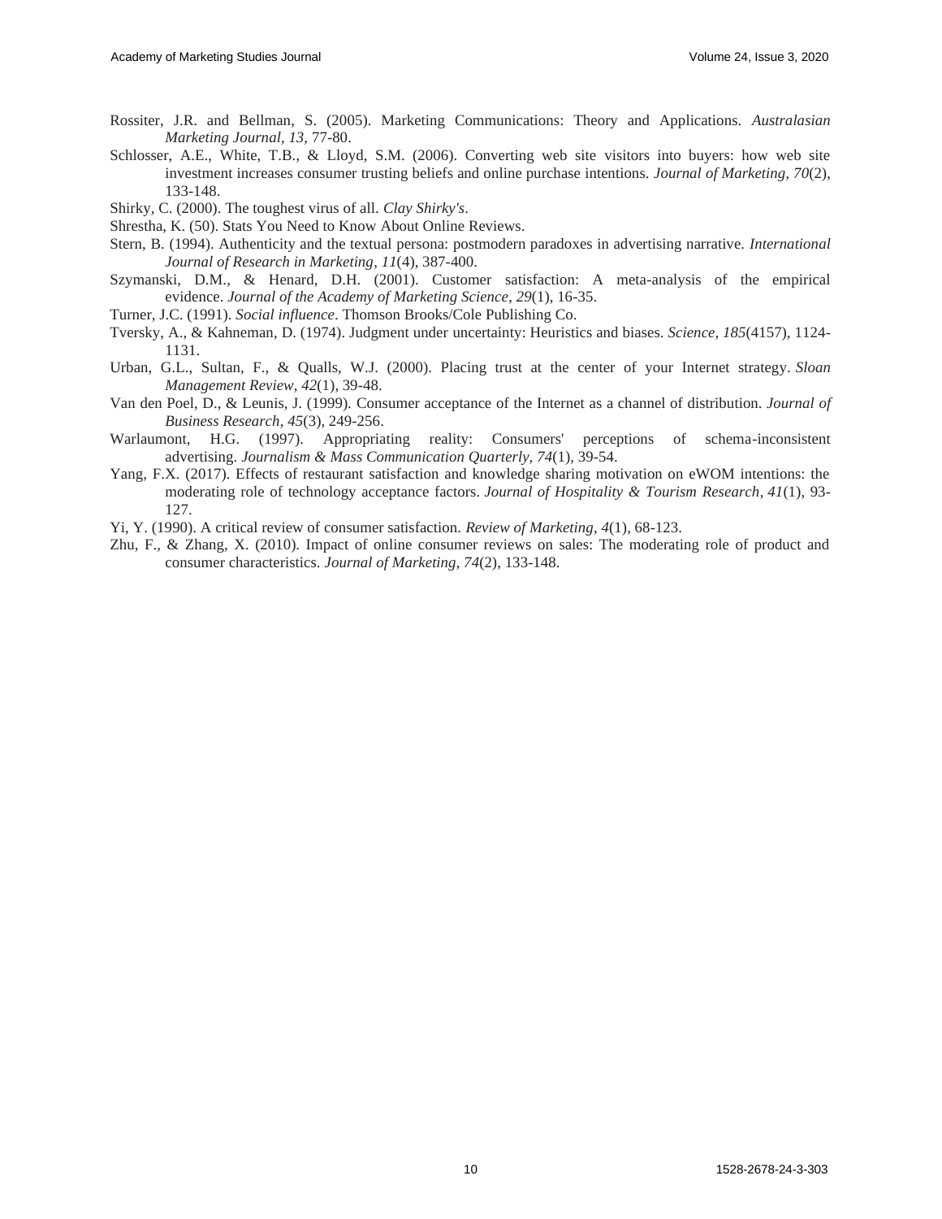Rossiter, J.R. and Bellman, S. (2005). Marketing Communications: Theory and Applications. *Australasian Marketing Journal, 13,* 77-80.

Schlosser, A.E., White, T.B., & Lloyd, S.M. (2006). Converting web site visitors into buyers: how web site investment increases consumer trusting beliefs and online purchase intentions. *Journal of Marketing*, *70*(2), 133-148.

Shirky, C. (2000). The toughest virus of all. *Clay Shirky's*.

Shrestha, K. (50). Stats You Need to Know About Online Reviews.

Stern, B. (1994). Authenticity and the textual persona: postmodern paradoxes in advertising narrative. *International Journal of Research in Marketing*, *11*(4), 387-400.

Szymanski, D.M., & Henard, D.H. (2001). Customer satisfaction: A meta-analysis of the empirical evidence. *Journal of the Academy of Marketing Science*, *29*(1), 16-35.

Turner, J.C. (1991). *Social influence*. Thomson Brooks/Cole Publishing Co.

Tversky, A., & Kahneman, D. (1974). Judgment under uncertainty: Heuristics and biases. *Science*, *185*(4157), 1124-1131.

Urban, G.L., Sultan, F., & Qualls, W.J. (2000). Placing trust at the center of your Internet strategy. *Sloan Management Review*, *42*(1), 39-48.

Van den Poel, D., & Leunis, J. (1999). Consumer acceptance of the Internet as a channel of distribution. *Journal of Business Research*, *45*(3), 249-256.

Warlaumont, H.G. (1997). Appropriating reality: Consumers' perceptions of schema-inconsistent advertising. *Journalism & Mass Communication Quarterly*, *74*(1), 39-54.

Yang, F.X. (2017). Effects of restaurant satisfaction and knowledge sharing motivation on eWOM intentions: the moderating role of technology acceptance factors. *Journal of Hospitality & Tourism Research*, *41*(1), 93-127.

Yi, Y. (1990). A critical review of consumer satisfaction. *Review of Marketing*, *4*(1), 68-123.

Zhu, F., & Zhang, X. (2010). Impact of online consumer reviews on sales: The moderating role of product and consumer characteristics. *Journal of Marketing*, *74*(2), 133-148.